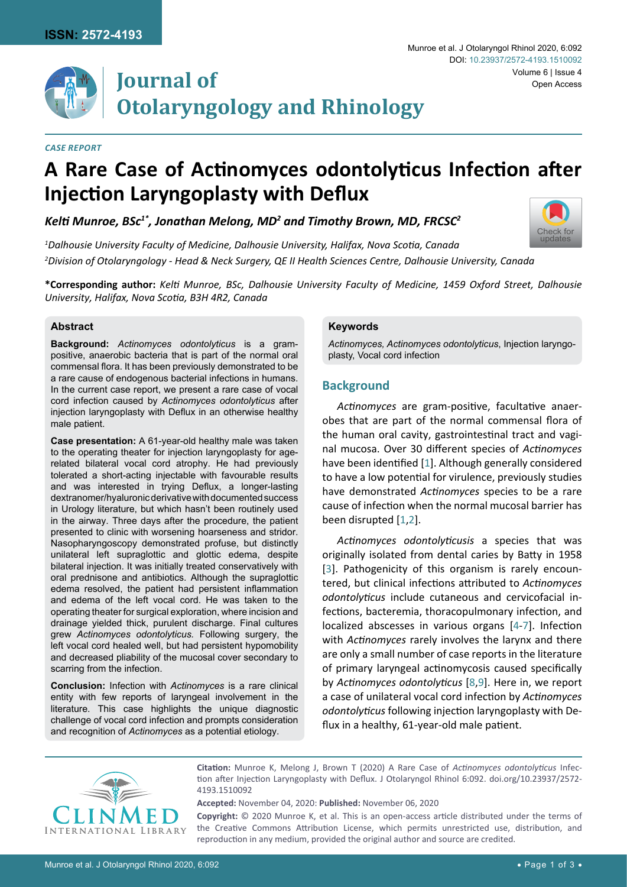*CASE REPORT*

# A Rare Case of Actinomyces odontolyticus Infection after Injection Laryngoplasty with Deflux

***Kelti Munroe, BSc[1*], Jonathan Melong, MD[2] and Timothy Brown, MD, FRCSC[2]***

*[1]Dalhousie University Faculty of Medicine, Dalhousie University, Halifax, Nova Scotia, Canada*

*[2]Division of Otolaryngology - Head & Neck Surgery, QE II Health Sciences Centre, Dalhousie University, Canada*

**\*Corresponding author:** *Kelti Munroe, BSc, Dalhousie University Faculty of Medicine, 1459 Oxford Street, Dalhousie University, Halifax, Nova Scotia, B3H 4R2, Canada*

## Abstract

**Background:** *Actinomyces odontolyticus* is a gram-positive, anaerobic bacteria that is part of the normal oral commensal flora. It has been previously demonstrated to be a rare cause of endogenous bacterial infections in humans. In the current case report, we present a rare case of vocal cord infection caused by *Actinomyces odontolyticus* after injection laryngoplasty with Deflux in an otherwise healthy male patient.

**Case presentation:** A 61-year-old healthy male was taken to the operating theater for injection laryngoplasty for age-related bilateral vocal cord atrophy. He had previously tolerated a short-acting injectable with favourable results and was interested in trying Deflux, a longer-lasting dextranomer/hyaluronic derivative with documented success in Urology literature, but which hasn't been routinely used in the airway. Three days after the procedure, the patient presented to clinic with worsening hoarseness and stridor. Nasopharyngoscopy demonstrated profuse, but distinctly unilateral left supraglottic and glottic edema, despite bilateral injection. It was initially treated conservatively with oral prednisone and antibiotics. Although the supraglottic edema resolved, the patient had persistent inflammation and edema of the left vocal cord. He was taken to the operating theater for surgical exploration, where incision and drainage yielded thick, purulent discharge. Final cultures grew *Actinomyces odontolyticus.* Following surgery, the left vocal cord healed well, but had persistent hypomobility and decreased pliability of the mucosal cover secondary to scarring from the infection.

**Conclusion:** Infection with *Actinomyces* is a rare clinical entity with few reports of laryngeal involvement in the literature. This case highlights the unique diagnostic challenge of vocal cord infection and prompts consideration and recognition of *Actinomyces* as a potential etiology.

## Keywords

*Actinomyces, Actinomyces odontolyticus*, Injection laryngoplasty, Vocal cord infection

## Background

*Actinomyces* are gram-positive, facultative anaerobes that are part of the normal commensal flora of the human oral cavity, gastrointestinal tract and vaginal mucosa. Over 30 different species of *Actinomyces* have been identified [1]. Although generally considered to have a low potential for virulence, previously studies have demonstrated *Actinomyces* species to be a rare cause of infection when the normal mucosal barrier has been disrupted [1,2].

*Actinomyces odontolyticusis* a species that was originally isolated from dental caries by Batty in 1958 [3]. Pathogenicity of this organism is rarely encountered, but clinical infections attributed to *Actinomyces odontolyticus* include cutaneous and cervicofacial infections, bacteremia, thoracopulmonary infection, and localized abscesses in various organs [4-7]. Infection with *Actinomyces* rarely involves the larynx and there are only a small number of case reports in the literature of primary laryngeal actinomycosis caused specifically by *Actinomyces odontolyticus* [8,9]. Here in, we report a case of unilateral vocal cord infection by *Actinomyces odontolyticus* following injection laryngoplasty with Deflux in a healthy, 61-year-old male patient.

**Citation:** Munroe K, Melong J, Brown T (2020) A Rare Case of *Actinomyces odontolyticus* Infection after Injection Laryngoplasty with Deflux. J Otolaryngol Rhinol 6:092. doi.org/10.23937/2572-4193.1510092

**Accepted:** November 04, 2020: **Published:** November 06, 2020

**Copyright:** © 2020 Munroe K, et al. This is an open-access article distributed under the terms of the Creative Commons Attribution License, which permits unrestricted use, distribution, and reproduction in any medium, provided the original author and source are credited.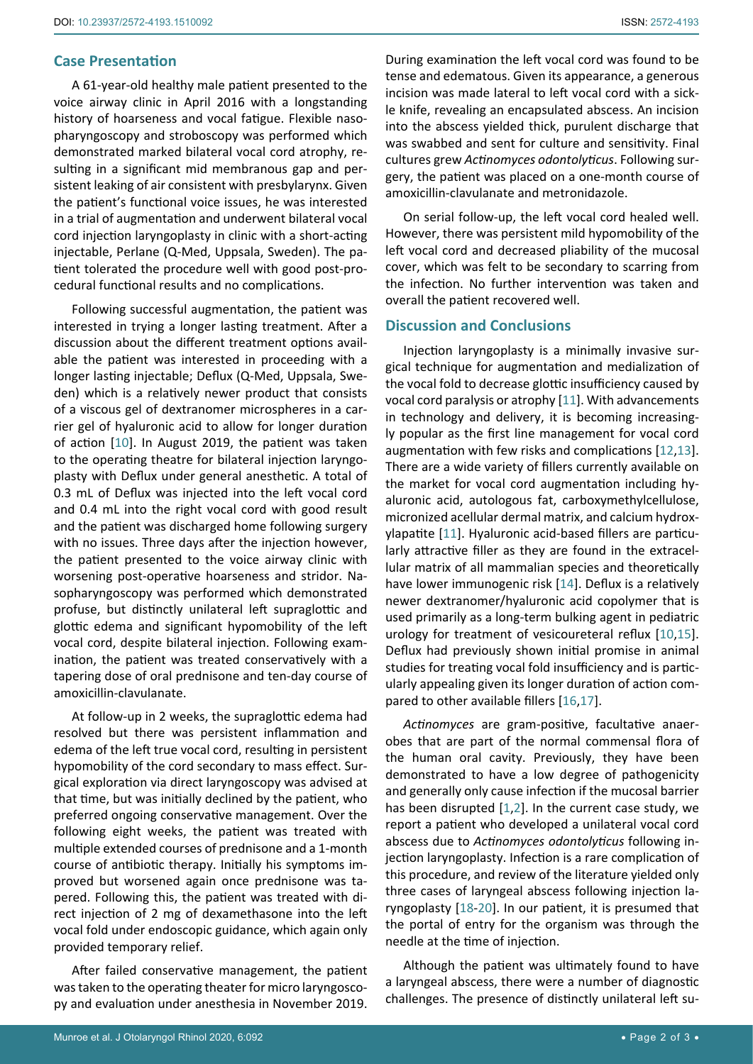## Case Presentation

A 61-year-old healthy male patient presented to the voice airway clinic in April 2016 with a longstanding history of hoarseness and vocal fatigue. Flexible nasopharyngoscopy and stroboscopy was performed which demonstrated marked bilateral vocal cord atrophy, resulting in a significant mid membranous gap and persistent leaking of air consistent with presbylarynx. Given the patient's functional voice issues, he was interested in a trial of augmentation and underwent bilateral vocal cord injection laryngoplasty in clinic with a short-acting injectable, Perlane (Q-Med, Uppsala, Sweden). The patient tolerated the procedure well with good post-procedural functional results and no complications.

Following successful augmentation, the patient was interested in trying a longer lasting treatment. After a discussion about the different treatment options available the patient was interested in proceeding with a longer lasting injectable; Deflux (Q-Med, Uppsala, Sweden) which is a relatively newer product that consists of a viscous gel of dextranomer microspheres in a carrier gel of hyaluronic acid to allow for longer duration of action [10]. In August 2019, the patient was taken to the operating theatre for bilateral injection laryngoplasty with Deflux under general anesthetic. A total of 0.3 mL of Deflux was injected into the left vocal cord and 0.4 mL into the right vocal cord with good result and the patient was discharged home following surgery with no issues. Three days after the injection however, the patient presented to the voice airway clinic with worsening post-operative hoarseness and stridor. Nasopharyngoscopy was performed which demonstrated profuse, but distinctly unilateral left supraglottic and glottic edema and significant hypomobility of the left vocal cord, despite bilateral injection. Following examination, the patient was treated conservatively with a tapering dose of oral prednisone and ten-day course of amoxicillin-clavulanate.

At follow-up in 2 weeks, the supraglottic edema had resolved but there was persistent inflammation and edema of the left true vocal cord, resulting in persistent hypomobility of the cord secondary to mass effect. Surgical exploration via direct laryngoscopy was advised at that time, but was initially declined by the patient, who preferred ongoing conservative management. Over the following eight weeks, the patient was treated with multiple extended courses of prednisone and a 1-month course of antibiotic therapy. Initially his symptoms improved but worsened again once prednisone was tapered. Following this, the patient was treated with direct injection of 2 mg of dexamethasone into the left vocal fold under endoscopic guidance, which again only provided temporary relief.

After failed conservative management, the patient was taken to the operating theater for micro laryngoscopy and evaluation under anesthesia in November 2019. During examination the left vocal cord was found to be tense and edematous. Given its appearance, a generous incision was made lateral to left vocal cord with a sickle knife, revealing an encapsulated abscess. An incision into the abscess yielded thick, purulent discharge that was swabbed and sent for culture and sensitivity. Final cultures grew *Actinomyces odontolyticus*. Following surgery, the patient was placed on a one-month course of amoxicillin-clavulanate and metronidazole.

On serial follow-up, the left vocal cord healed well. However, there was persistent mild hypomobility of the left vocal cord and decreased pliability of the mucosal cover, which was felt to be secondary to scarring from the infection. No further intervention was taken and overall the patient recovered well.

## Discussion and Conclusions

Injection laryngoplasty is a minimally invasive surgical technique for augmentation and medialization of the vocal fold to decrease glottic insufficiency caused by vocal cord paralysis or atrophy [11]. With advancements in technology and delivery, it is becoming increasingly popular as the first line management for vocal cord augmentation with few risks and complications [12,13]. There are a wide variety of fillers currently available on the market for vocal cord augmentation including hyaluronic acid, autologous fat, carboxymethylcellulose, micronized acellular dermal matrix, and calcium hydroxylapatite [11]. Hyaluronic acid-based fillers are particularly attractive filler as they are found in the extracellular matrix of all mammalian species and theoretically have lower immunogenic risk [14]. Deflux is a relatively newer dextranomer/hyaluronic acid copolymer that is used primarily as a long-term bulking agent in pediatric urology for treatment of vesicoureteral reflux [10,15]. Deflux had previously shown initial promise in animal studies for treating vocal fold insufficiency and is particularly appealing given its longer duration of action compared to other available fillers [16,17].

*Actinomyces* are gram-positive, facultative anaerobes that are part of the normal commensal flora of the human oral cavity. Previously, they have been demonstrated to have a low degree of pathogenicity and generally only cause infection if the mucosal barrier has been disrupted [1,2]. In the current case study, we report a patient who developed a unilateral vocal cord abscess due to *Actinomyces odontolyticus* following injection laryngoplasty. Infection is a rare complication of this procedure, and review of the literature yielded only three cases of laryngeal abscess following injection laryngoplasty [18-20]. In our patient, it is presumed that the portal of entry for the organism was through the needle at the time of injection.

Although the patient was ultimately found to have a laryngeal abscess, there were a number of diagnostic challenges. The presence of distinctly unilateral left su-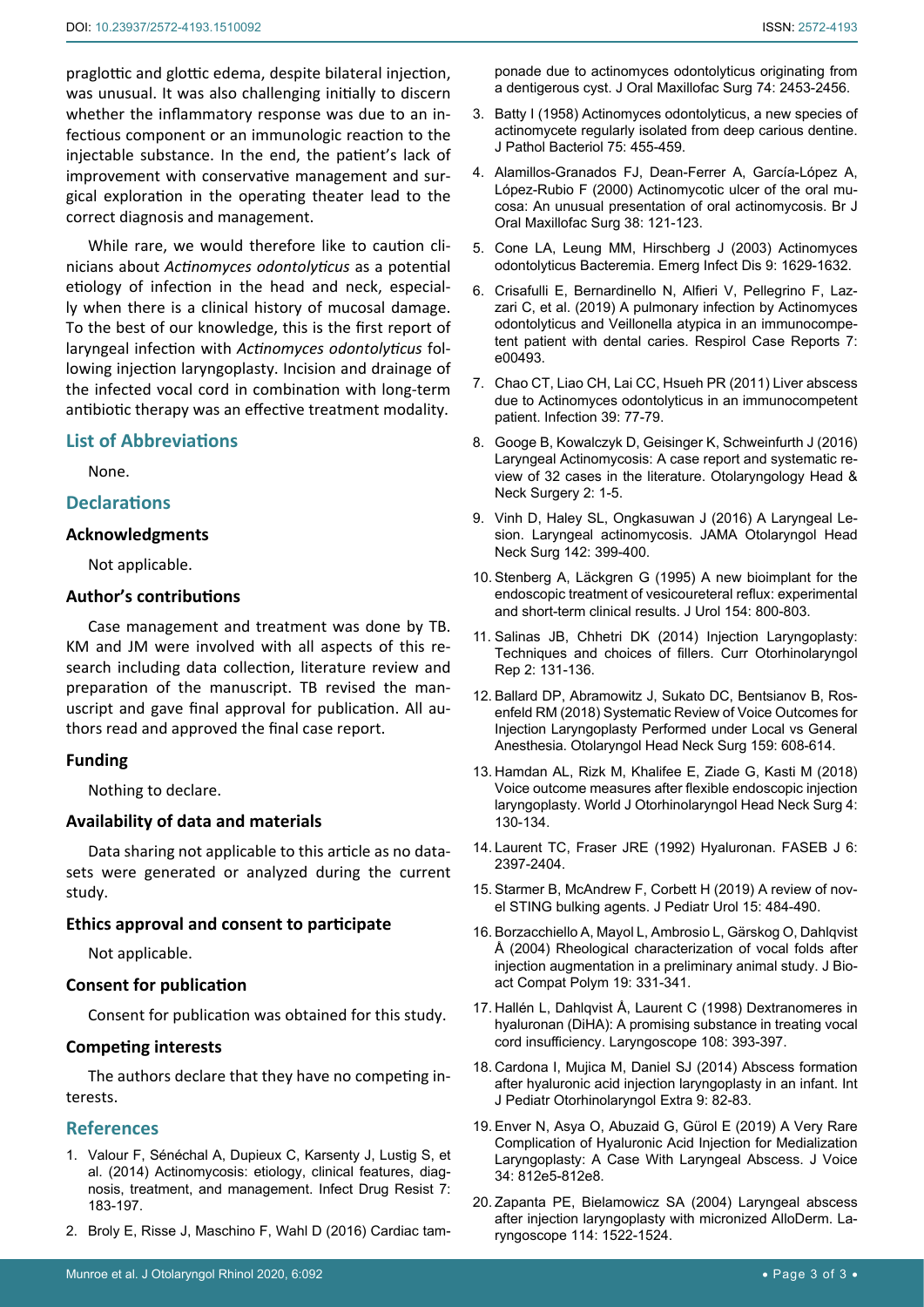praglottic and glottic edema, despite bilateral injection, was unusual. It was also challenging initially to discern whether the inflammatory response was due to an infectious component or an immunologic reaction to the injectable substance. In the end, the patient's lack of improvement with conservative management and surgical exploration in the operating theater lead to the correct diagnosis and management.

While rare, we would therefore like to caution clinicians about *Actinomyces odontolyticus* as a potential etiology of infection in the head and neck, especially when there is a clinical history of mucosal damage. To the best of our knowledge, this is the first report of laryngeal infection with *Actinomyces odontolyticus* following injection laryngoplasty. Incision and drainage of the infected vocal cord in combination with long-term antibiotic therapy was an effective treatment modality.

## List of Abbreviations

None.

## Declarations

### Acknowledgments

Not applicable.

### Author's contributions

Case management and treatment was done by TB. KM and JM were involved with all aspects of this research including data collection, literature review and preparation of the manuscript. TB revised the manuscript and gave final approval for publication. All authors read and approved the final case report.

### Funding

Nothing to declare.

### Availability of data and materials

Data sharing not applicable to this article as no datasets were generated or analyzed during the current study.

### Ethics approval and consent to participate

Not applicable.

### Consent for publication

Consent for publication was obtained for this study.

### Competing interests

The authors declare that they have no competing interests.

## References

1. Valour F, Sénéchal A, Dupieux C, Karsenty J, Lustig S, et al. (2014) Actinomycosis: etiology, clinical features, diagnosis, treatment, and management. Infect Drug Resist 7: 183-197.
2. Broly E, Risse J, Maschino F, Wahl D (2016) Cardiac tamponade due to actinomyces odontolyticus originating from a dentigerous cyst. J Oral Maxillofac Surg 74: 2453-2456.
3. Batty I (1958) Actinomyces odontolyticus, a new species of actinomycete regularly isolated from deep carious dentine. J Pathol Bacteriol 75: 455-459.
4. Alamillos-Granados FJ, Dean-Ferrer A, García-López A, López-Rubio F (2000) Actinomycotic ulcer of the oral mucosa: An unusual presentation of oral actinomycosis. Br J Oral Maxillofac Surg 38: 121-123.
5. Cone LA, Leung MM, Hirschberg J (2003) Actinomyces odontolyticus Bacteremia. Emerg Infect Dis 9: 1629-1632.
6. Crisafulli E, Bernardinello N, Alfieri V, Pellegrino F, Lazzari C, et al. (2019) A pulmonary infection by Actinomyces odontolyticus and Veillonella atypica in an immunocompetent patient with dental caries. Respirol Case Reports 7: e00493.
7. Chao CT, Liao CH, Lai CC, Hsueh PR (2011) Liver abscess due to Actinomyces odontolyticus in an immunocompetent patient. Infection 39: 77-79.
8. Googe B, Kowalczyk D, Geisinger K, Schweinfurth J (2016) Laryngeal Actinomycosis: A case report and systematic review of 32 cases in the literature. Otolaryngology Head & Neck Surgery 2: 1-5.
9. Vinh D, Haley SL, Ongkasuwan J (2016) A Laryngeal Lesion. Laryngeal actinomycosis. JAMA Otolaryngol Head Neck Surg 142: 399-400.
10. Stenberg A, Läckgren G (1995) A new bioimplant for the endoscopic treatment of vesicoureteral reflux: experimental and short-term clinical results. J Urol 154: 800-803.
11. Salinas JB, Chhetri DK (2014) Injection Laryngoplasty: Techniques and choices of fillers. Curr Otorhinolaryngol Rep 2: 131-136.
12. Ballard DP, Abramowitz J, Sukato DC, Bentsianov B, Rosenfeld RM (2018) Systematic Review of Voice Outcomes for Injection Laryngoplasty Performed under Local vs General Anesthesia. Otolaryngol Head Neck Surg 159: 608-614.
13. Hamdan AL, Rizk M, Khalifee E, Ziade G, Kasti M (2018) Voice outcome measures after flexible endoscopic injection laryngoplasty. World J Otorhinolaryngol Head Neck Surg 4: 130-134.
14. Laurent TC, Fraser JRE (1992) Hyaluronan. FASEB J 6: 2397-2404.
15. Starmer B, McAndrew F, Corbett H (2019) A review of novel STING bulking agents. J Pediatr Urol 15: 484-490.
16. Borzacchiello A, Mayol L, Ambrosio L, Gärskog O, Dahlqvist Å (2004) Rheological characterization of vocal folds after injection augmentation in a preliminary animal study. J Bioact Compat Polym 19: 331-341.
17. Hallén L, Dahlqvist Å, Laurent C (1998) Dextranomeres in hyaluronan (DiHA): A promising substance in treating vocal cord insufficiency. Laryngoscope 108: 393-397.
18. Cardona I, Mujica M, Daniel SJ (2014) Abscess formation after hyaluronic acid injection laryngoplasty in an infant. Int J Pediatr Otorhinolaryngol Extra 9: 82-83.
19. Enver N, Asya O, Abuzaid G, Gürol E (2019) A Very Rare Complication of Hyaluronic Acid Injection for Medialization Laryngoplasty: A Case With Laryngeal Abscess. J Voice 34: 812e5-812e8.
20. Zapanta PE, Bielamowicz SA (2004) Laryngeal abscess after injection laryngoplasty with micronized AlloDerm. Laryngoscope 114: 1522-1524.